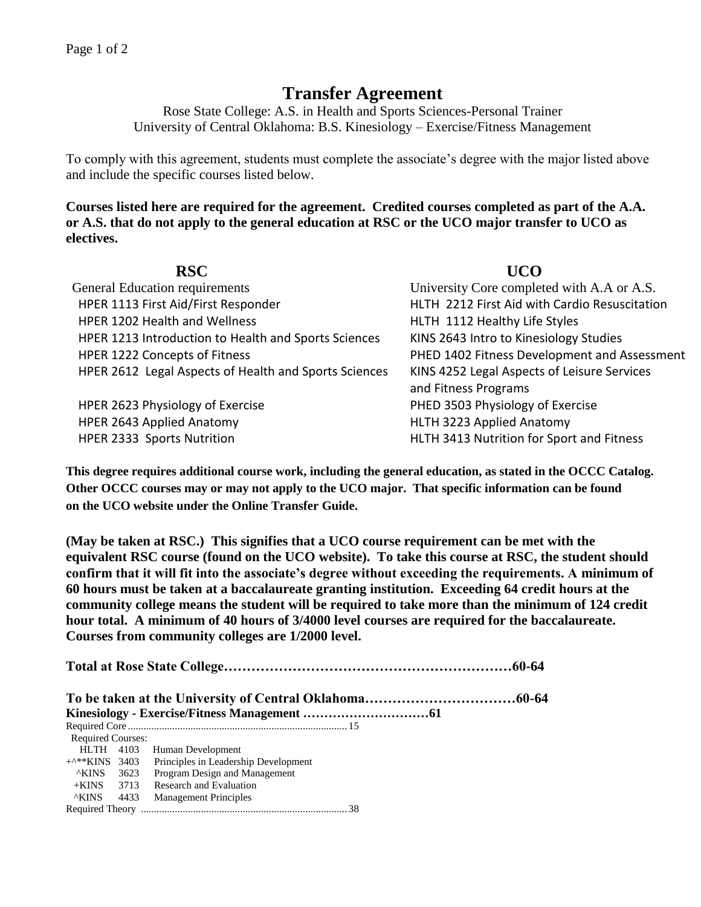# Transfer Agreement

Rose State College: A.S. in Health and Sports Sciences-Personal Trainer
University of Central Oklahoma: B.S. Kinesiology – Exercise/Fitness Management

To comply with this agreement, students must complete the associate's degree with the major listed above and include the specific courses listed below.

**Courses listed here are required for the agreement. Credited courses completed as part of the A.A. or A.S. that do not apply to the general education at RSC or the UCO major transfer to UCO as electives.**

| RSC | UCO |
|---|---|
| General Education requirements | University Core completed with A.A or A.S. |
| HPER 1113 First Aid/First Responder | HLTH 2212 First Aid with Cardio Resuscitation |
| HPER 1202 Health and Wellness | HLTH 1112 Healthy Life Styles |
| HPER 1213 Introduction to Health and Sports Sciences | KINS 2643 Intro to Kinesiology Studies |
| HPER 1222 Concepts of Fitness | PHED 1402 Fitness Development and Assessment |
| HPER 2612 Legal Aspects of Health and Sports Sciences | KINS 4252 Legal Aspects of Leisure Services and Fitness Programs |
| HPER 2623 Physiology of Exercise | PHED 3503 Physiology of Exercise |
| HPER 2643 Applied Anatomy | HLTH 3223 Applied Anatomy |
| HPER 2333 Sports Nutrition | HLTH 3413 Nutrition for Sport and Fitness |

**This degree requires additional course work, including the general education, as stated in the OCCC Catalog. Other OCCC courses may or may not apply to the UCO major. That specific information can be found on the UCO website under the Online Transfer Guide.**

**(May be taken at RSC.) This signifies that a UCO course requirement can be met with the equivalent RSC course (found on the UCO website). To take this course at RSC, the student should confirm that it will fit into the associate's degree without exceeding the requirements. A minimum of 60 hours must be taken at a baccalaureate granting institution. Exceeding 64 credit hours at the community college means the student will be required to take more than the minimum of 124 credit hour total. A minimum of 40 hours of 3/4000 level courses are required for the baccalaureate. Courses from community colleges are 1/2000 level.**

**Total at Rose State College……………………………………………………60-64**

**To be taken at the University of Central Oklahoma……………………………60-64**

**Kinesiology - Exercise/Fitness Management …………………………61**

Required Core........................................................................ 15

Required Courses:

| | | |
|---|---|---|
| HLTH | 4103 | Human Development |
| +^**KINS | 3403 | Principles in Leadership Development |
| ^KINS | 3623 | Program Design and Management |
| +KINS | 3713 | Research and Evaluation |
| ^KINS | 4433 | Management Principles |

Required Theory ................................................................. 38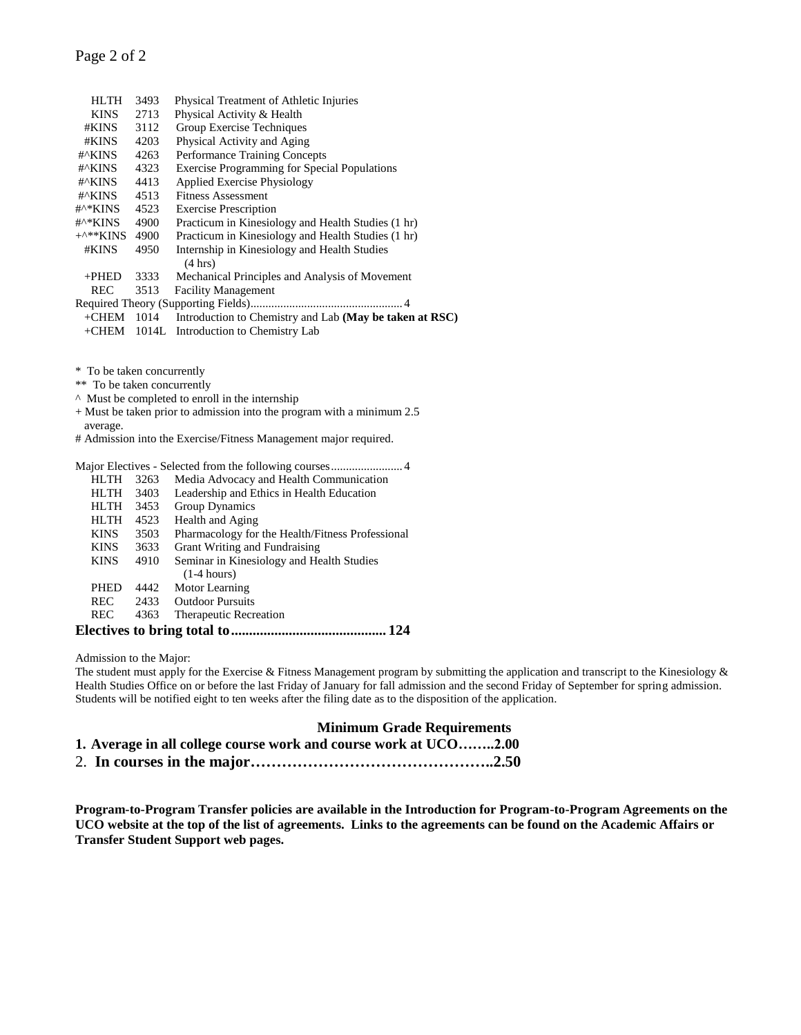| | | |
|---|---|---|
| HLTH | 3493 | Physical Treatment of Athletic Injuries |
| KINS | 2713 | Physical Activity & Health |
| #KINS | 3112 | Group Exercise Techniques |
| #KINS | 4203 | Physical Activity and Aging |
| #^KINS | 4263 | Performance Training Concepts |
| #^KINS | 4323 | Exercise Programming for Special Populations |
| #^KINS | 4413 | Applied Exercise Physiology |
| #^KINS | 4513 | Fitness Assessment |
| #^*KINS | 4523 | Exercise Prescription |
| #^*KINS | 4900 | Practicum in Kinesiology and Health Studies (1 hr) |
| +^**KINS | 4900 | Practicum in Kinesiology and Health Studies (1 hr) |
| #KINS | 4950 | Internship in Kinesiology and Health Studies (4 hrs) |
| +PHED | 3333 | Mechanical Principles and Analysis of Movement |
| REC | 3513 | Facility Management |

Required Theory (Supporting Fields)................................................... 4

| | | |
|---|---|---|
| +CHEM | 1014 | Introduction to Chemistry and Lab **(May be taken at RSC)** |
| +CHEM | 1014L | Introduction to Chemistry Lab |

\* To be taken concurrently
** To be taken concurrently
^ Must be completed to enroll in the internship
+ Must be taken prior to admission into the program with a minimum 2.5 average.
# Admission into the Exercise/Fitness Management major required.

Major Electives - Selected from the following courses........................ 4

| | | |
|---|---|---|
| HLTH | 3263 | Media Advocacy and Health Communication |
| HLTH | 3403 | Leadership and Ethics in Health Education |
| HLTH | 3453 | Group Dynamics |
| HLTH | 4523 | Health and Aging |
| KINS | 3503 | Pharmacology for the Health/Fitness Professional |
| KINS | 3633 | Grant Writing and Fundraising |
| KINS | 4910 | Seminar in Kinesiology and Health Studies (1-4 hours) |
| PHED | 4442 | Motor Learning |
| REC | 2433 | Outdoor Pursuits |
| REC | 4363 | Therapeutic Recreation |

**Electives to bring total to........................................... 124**

Admission to the Major:
The student must apply for the Exercise & Fitness Management program by submitting the application and transcript to the Kinesiology & Health Studies Office on or before the last Friday of January for fall admission and the second Friday of September for spring admission. Students will be notified eight to ten weeks after the filing date as to the disposition of the application.

**Minimum Grade Requirements**

1. **Average in all college course work and course work at UCO……..2.00**
2. **In courses in the major……………………………………..2.50**

**Program-to-Program Transfer policies are available in the Introduction for Program-to-Program Agreements on the UCO website at the top of the list of agreements. Links to the agreements can be found on the Academic Affairs or Transfer Student Support web pages.**